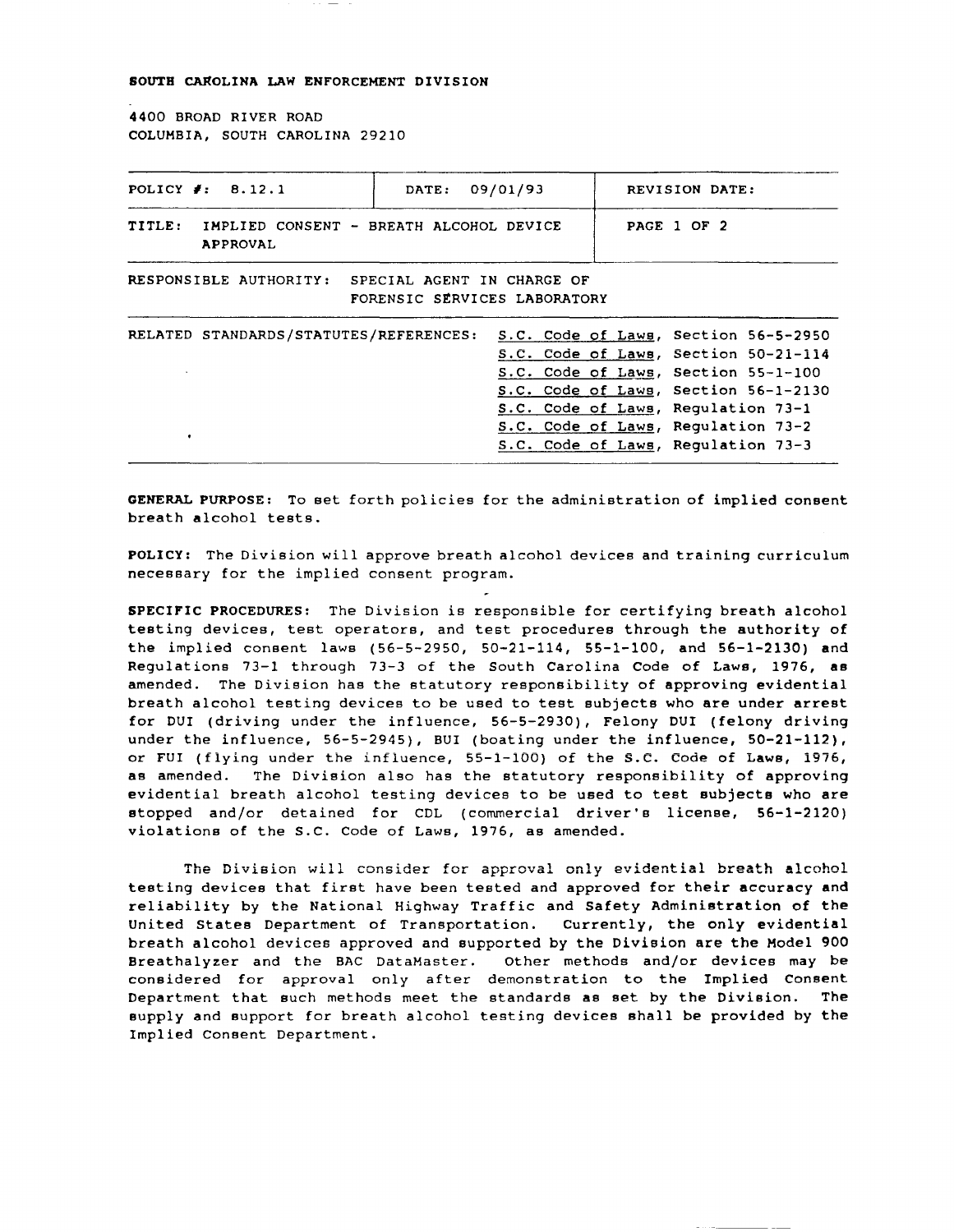**SOUTH CAROLINA LAW ENFORCEMENT DIVISION**

4400 BROAD RIVER ROAD
COLUMBIA, SOUTH CAROLINA 29210

| POLICY #: 8.12.1 | DATE: 09/01/93 | REVISION DATE: |
|---|---|---|
| TITLE: IMPLIED CONSENT - BREATH ALCOHOL DEVICE APPROVAL | | PAGE 1 OF 2 |

RESPONSIBLE AUTHORITY: SPECIAL AGENT IN CHARGE OF FORENSIC SERVICES LABORATORY

RELATED STANDARDS/STATUTES/REFERENCES:
- S.C. Code of Laws, Section 56-5-2950
- S.C. Code of Laws, Section 50-21-114
- S.C. Code of Laws, Section 55-1-100
- S.C. Code of Laws, Section 56-1-2130
- S.C. Code of Laws, Regulation 73-1
- S.C. Code of Laws, Regulation 73-2
- S.C. Code of Laws, Regulation 73-3

**GENERAL PURPOSE:** To set forth policies for the administration of implied consent breath alcohol tests.

**POLICY:** The Division will approve breath alcohol devices and training curriculum necessary for the implied consent program.

**SPECIFIC PROCEDURES:** The Division is responsible for certifying breath alcohol testing devices, test operators, and test procedures through the authority of the implied consent laws (56-5-2950, 50-21-114, 55-1-100, and 56-1-2130) and Regulations 73-1 through 73-3 of the South Carolina Code of Laws, 1976, as amended. The Division has the statutory responsibility of approving evidential breath alcohol testing devices to be used to test subjects who are under arrest for DUI (driving under the influence, 56-5-2930), Felony DUI (felony driving under the influence, 56-5-2945), BUI (boating under the influence, 50-21-112), or FUI (flying under the influence, 55-1-100) of the S.C. Code of Laws, 1976, as amended. The Division also has the statutory responsibility of approving evidential breath alcohol testing devices to be used to test subjects who are stopped and/or detained for CDL (commercial driver's license, 56-1-2120) violations of the S.C. Code of Laws, 1976, as amended.

The Division will consider for approval only evidential breath alcohol testing devices that first have been tested and approved for their accuracy and reliability by the National Highway Traffic and Safety Administration of the United States Department of Transportation. Currently, the only evidential breath alcohol devices approved and supported by the Division are the Model 900 Breathalyzer and the BAC DataMaster. Other methods and/or devices may be considered for approval only after demonstration to the Implied Consent Department that such methods meet the standards as set by the Division. The supply and support for breath alcohol testing devices shall be provided by the Implied Consent Department.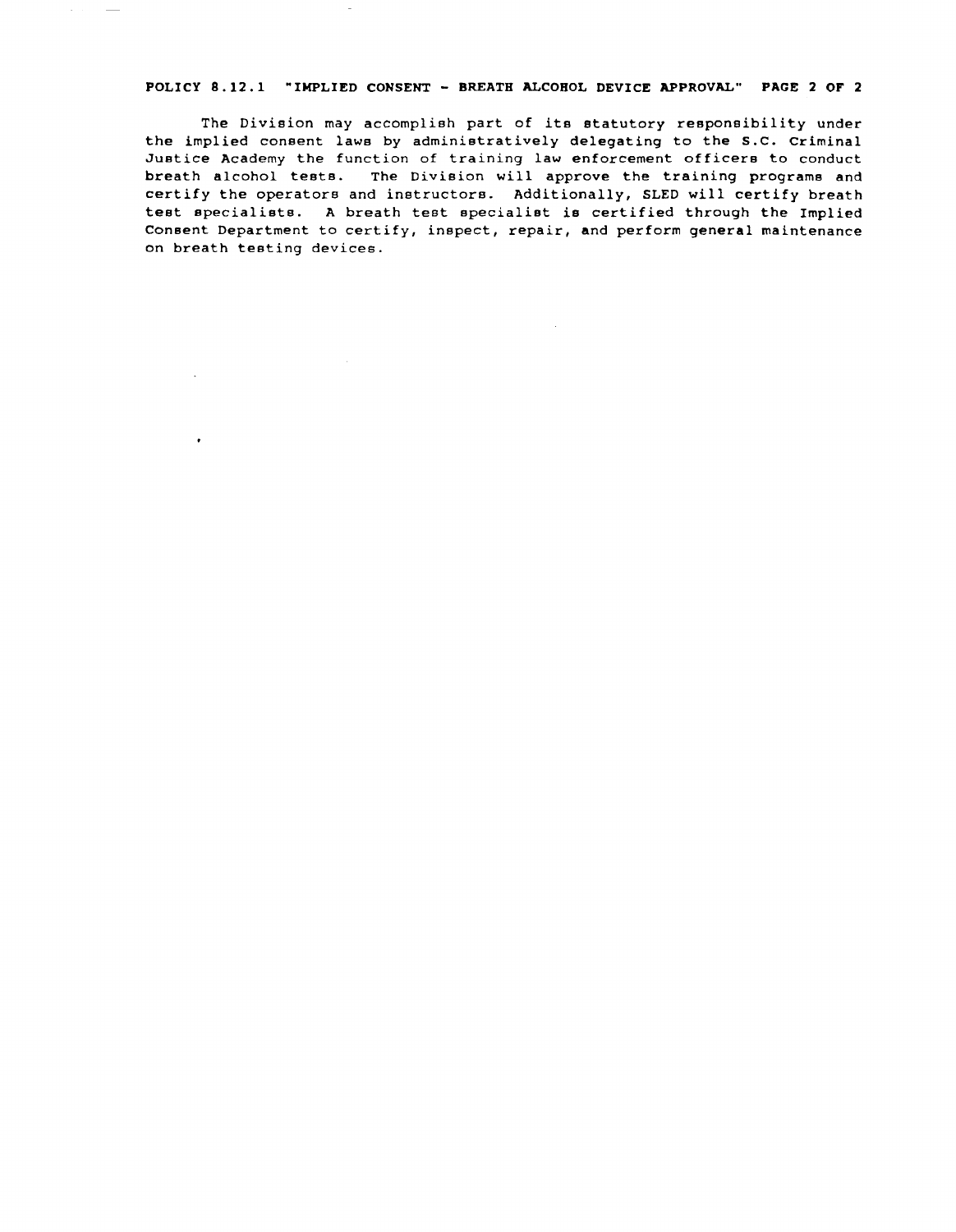The Division may accomplish part of its statutory responsibility under the implied consent laws by administratively delegating to the S.C. Criminal Justice Academy the function of training law enforcement officers to conduct breath alcohol tests. The Division will approve the training programs and certify the operators and instructors. Additionally, SLED will certify breath test specialists. A breath test specialist is certified through the Implied Consent Department to certify, inspect, repair, and perform general maintenance on breath testing devices.